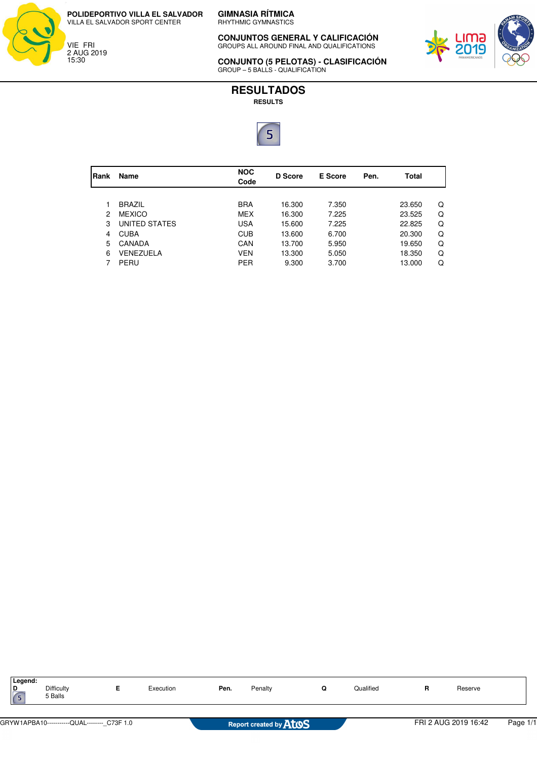**POLIDEPORTIVO VILLA EL SALVADOR**
VILLA EL SALVADOR SPORT CENTER

VIE FRI
2 AUG 2019
15:30

**GIMNASIA RÍTMICA**
RHYTHMIC GYMNASTICS

**CONJUNTOS GENERAL Y CALIFICACIÓN**
GROUPS ALL AROUND FINAL AND QUALIFICATIONS

**CONJUNTO (5 PELOTAS) - CLASIFICACIÓN**
GROUP – 5 BALLS - QUALIFICATION

# RESULTADOS

**RESULTS**

5

| Rank | Name | NOC Code | D Score | E Score | Pen. | Total | |
|---|---|---|---|---|---|---|---|
| 1 | BRAZIL | BRA | 16.300 | 7.350 | | 23.650 | Q |
| 2 | MEXICO | MEX | 16.300 | 7.225 | | 23.525 | Q |
| 3 | UNITED STATES | USA | 15.600 | 7.225 | | 22.825 | Q |
| 4 | CUBA | CUB | 13.600 | 6.700 | | 20.300 | Q |
| 5 | CANADA | CAN | 13.700 | 5.950 | | 19.650 | Q |
| 6 | VENEZUELA | VEN | 13.300 | 5.050 | | 18.350 | Q |
| 7 | PERU | PER | 9.300 | 3.700 | | 13.000 | Q |

**Legend:**

| | | | | | |
|---|---|---|---|---|---|
| **D** | Difficulty | **E** | Execution | **Pen.** | Penalty |
| 5 | 5 Balls | **Q** | Qualified | **R** | Reserve |

GRYW1APBA10-----------QUAL--------_C73F 1.0 — Report created by Atos — FRI 2 AUG 2019 16:42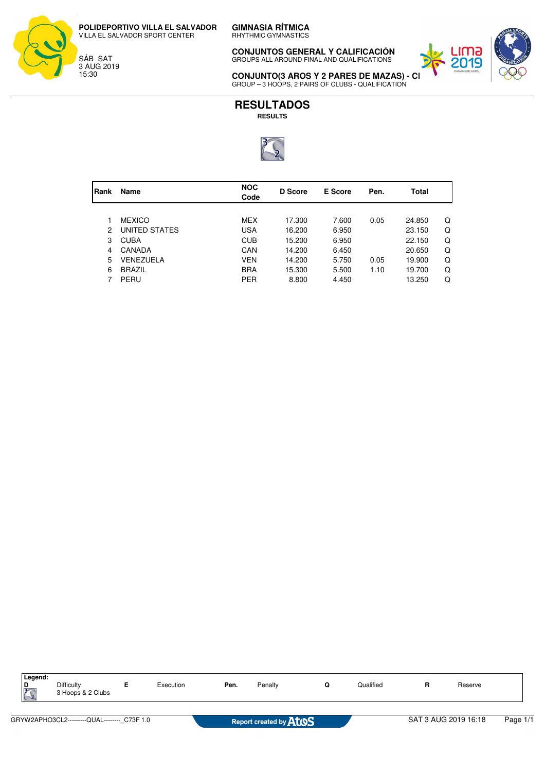**POLIDEPORTIVO VILLA EL SALVADOR**
VILLA EL SALVADOR SPORT CENTER

SÁB SAT
3 AUG 2019
15:30

**GIMNASIA RÍTMICA**
RHYTHMIC GYMNASTICS

**CONJUNTOS GENERAL Y CALIFICACIÓN**
GROUPS ALL AROUND FINAL AND QUALIFICATIONS

**CONJUNTO(3 AROS Y 2 PARES DE MAZAS) - CI**
GROUP – 3 HOOPS, 2 PAIRS OF CLUBS - QUALIFICATION

# RESULTADOS

**RESULTS**

| Rank | Name | NOC Code | D Score | E Score | Pen. | Total | |
|---|---|---|---|---|---|---|---|
| 1 | MEXICO | MEX | 17.300 | 7.600 | 0.05 | 24.850 | Q |
| 2 | UNITED STATES | USA | 16.200 | 6.950 | | 23.150 | Q |
| 3 | CUBA | CUB | 15.200 | 6.950 | | 22.150 | Q |
| 4 | CANADA | CAN | 14.200 | 6.450 | | 20.650 | Q |
| 5 | VENEZUELA | VEN | 14.200 | 5.750 | 0.05 | 19.900 | Q |
| 6 | BRAZIL | BRA | 15.300 | 5.500 | 1.10 | 19.700 | Q |
| 7 | PERU | PER | 8.800 | 4.450 | | 13.250 | Q |

**Legend:**

| | | | | | | | | | |
|---|---|---|---|---|---|---|---|---|---|
| D | Difficulty | E | Execution | Pen. | Penalty | Q | Qualified | R | Reserve |
| | 3 Hoops & 2 Clubs | | | | | | | | |

GRYW2APHO3CL2---------QUAL--------_C73F 1.0 Report created by Atos SAT 3 AUG 2019 16:18